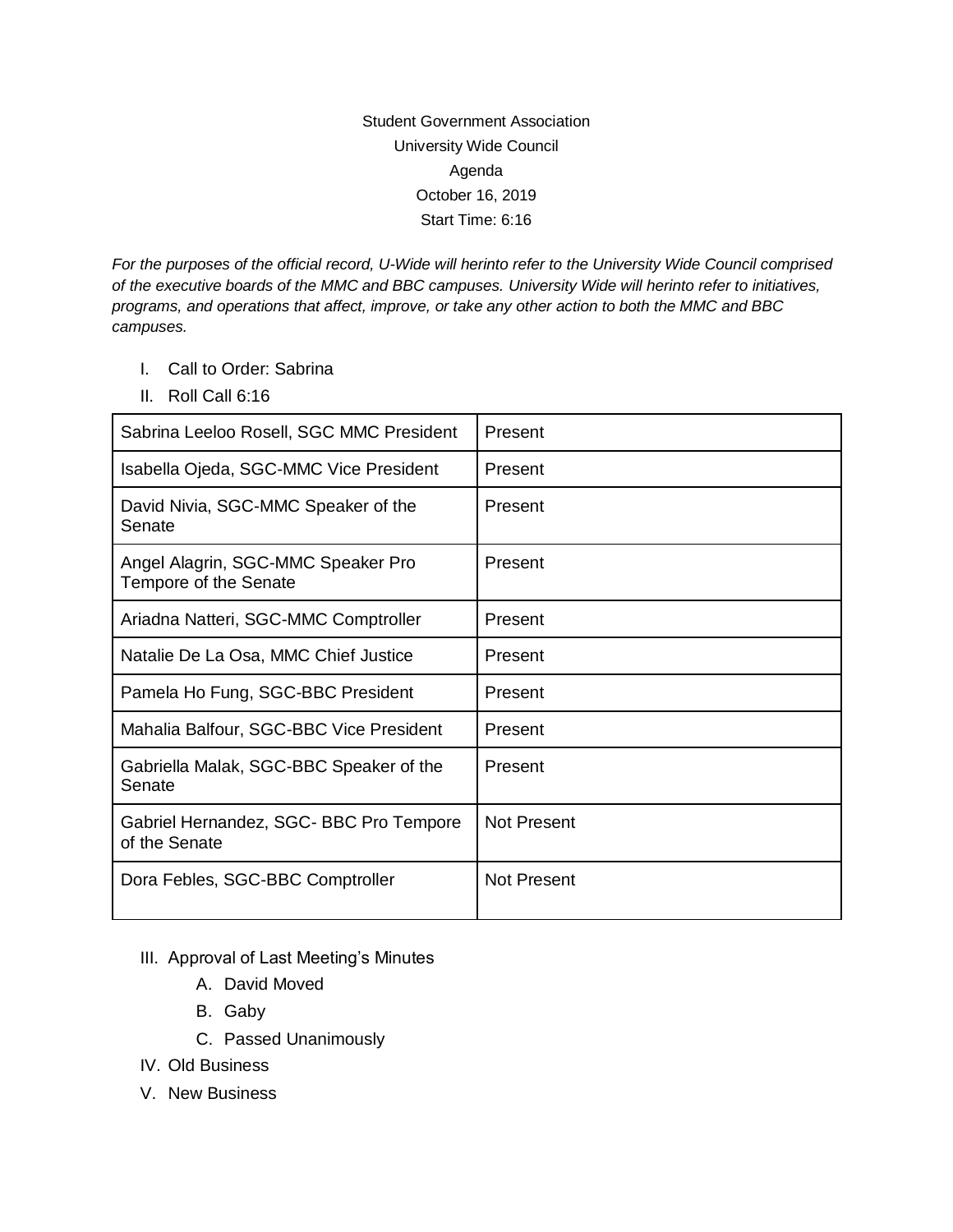Student Government Association

University Wide Council

Agenda

October 16, 2019

Start Time: 6:16

*For the purposes of the official record, U-Wide will herinto refer to the University Wide Council comprised of the executive boards of the MMC and BBC campuses. University Wide will herinto refer to initiatives, programs, and operations that affect, improve, or take any other action to both the MMC and BBC campuses.*

I. Call to Order: Sabrina
II. Roll Call 6:16

| Name | Status |
| --- | --- |
| Sabrina Leeloo Rosell, SGC MMC President | Present |
| Isabella Ojeda, SGC-MMC Vice President | Present |
| David Nivia, SGC-MMC Speaker of the Senate | Present |
| Angel Alagrin, SGC-MMC Speaker Pro Tempore of the Senate | Present |
| Ariadna Natteri, SGC-MMC Comptroller | Present |
| Natalie De La Osa, MMC Chief Justice | Present |
| Pamela Ho Fung, SGC-BBC President | Present |
| Mahalia Balfour, SGC-BBC Vice President | Present |
| Gabriella Malak, SGC-BBC Speaker of the Senate | Present |
| Gabriel Hernandez, SGC- BBC Pro Tempore of the Senate | Not Present |
| Dora Febles, SGC-BBC Comptroller | Not Present |

III. Approval of Last Meeting's Minutes
   A. David Moved
   B. Gaby
   C. Passed Unanimously
IV. Old Business
V. New Business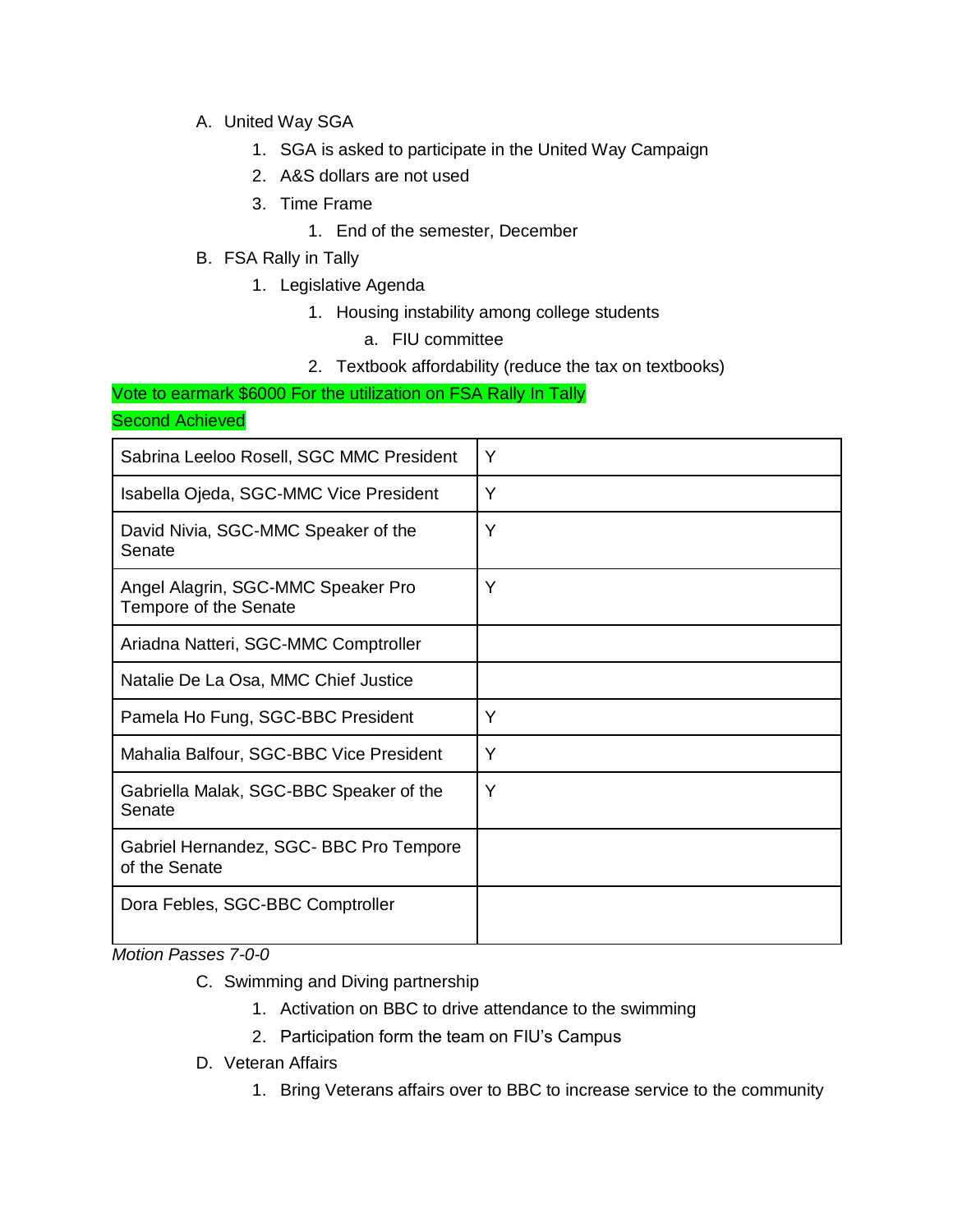A. United Way SGA
    1. SGA is asked to participate in the United Way Campaign
    2. A&S dollars are not used
    3. Time Frame
        1. End of the semester, December
B. FSA Rally in Tally
    1. Legislative Agenda
        1. Housing instability among college students
            a. FIU committee
        2. Textbook affordability (reduce the tax on textbooks)

Vote to earmark $6000 For the utilization on FSA Rally In Tally

Second Achieved

| | |
|---|---|
| Sabrina Leeloo Rosell, SGC MMC President | Y |
| Isabella Ojeda, SGC-MMC Vice President | Y |
| David Nivia, SGC-MMC Speaker of the Senate | Y |
| Angel Alagrin, SGC-MMC Speaker Pro Tempore of the Senate | Y |
| Ariadna Natteri, SGC-MMC Comptroller | |
| Natalie De La Osa, MMC Chief Justice | |
| Pamela Ho Fung, SGC-BBC President | Y |
| Mahalia Balfour, SGC-BBC Vice President | Y |
| Gabriella Malak, SGC-BBC Speaker of the Senate | Y |
| Gabriel Hernandez, SGC- BBC Pro Tempore of the Senate | |
| Dora Febles, SGC-BBC Comptroller | |

*Motion Passes 7-0-0*

C. Swimming and Diving partnership
    1. Activation on BBC to drive attendance to the swimming
    2. Participation form the team on FIU's Campus
D. Veteran Affairs
    1. Bring Veterans affairs over to BBC to increase service to the community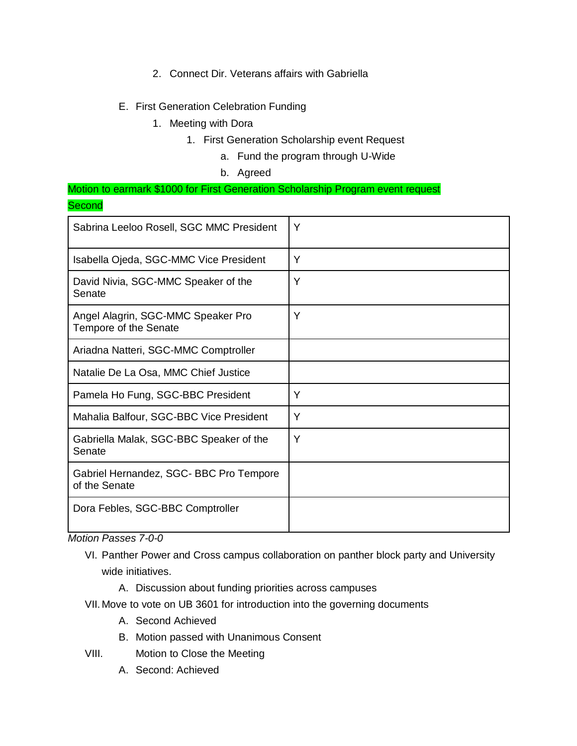2. Connect Dir. Veterans affairs with Gabriella

E. First Generation Celebration Funding
   1. Meeting with Dora
      1. First Generation Scholarship event Request
         a. Fund the program through U-Wide
         b. Agreed

Motion to earmark $1000 for First Generation Scholarship Program event request

Second

| | |
|---|---|
| Sabrina Leeloo Rosell, SGC MMC President | Y |
| Isabella Ojeda, SGC-MMC Vice President | Y |
| David Nivia, SGC-MMC Speaker of the Senate | Y |
| Angel Alagrin, SGC-MMC Speaker Pro Tempore of the Senate | Y |
| Ariadna Natteri, SGC-MMC Comptroller | |
| Natalie De La Osa, MMC Chief Justice | |
| Pamela Ho Fung, SGC-BBC President | Y |
| Mahalia Balfour, SGC-BBC Vice President | Y |
| Gabriella Malak, SGC-BBC Speaker of the Senate | Y |
| Gabriel Hernandez, SGC- BBC Pro Tempore of the Senate | |
| Dora Febles, SGC-BBC Comptroller | |

*Motion Passes 7-0-0*

VI. Panther Power and Cross campus collaboration on panther block party and University wide initiatives.
   A. Discussion about funding priorities across campuses

VII. Move to vote on UB 3601 for introduction into the governing documents
   A. Second Achieved
   B. Motion passed with Unanimous Consent

VIII. Motion to Close the Meeting
   A. Second: Achieved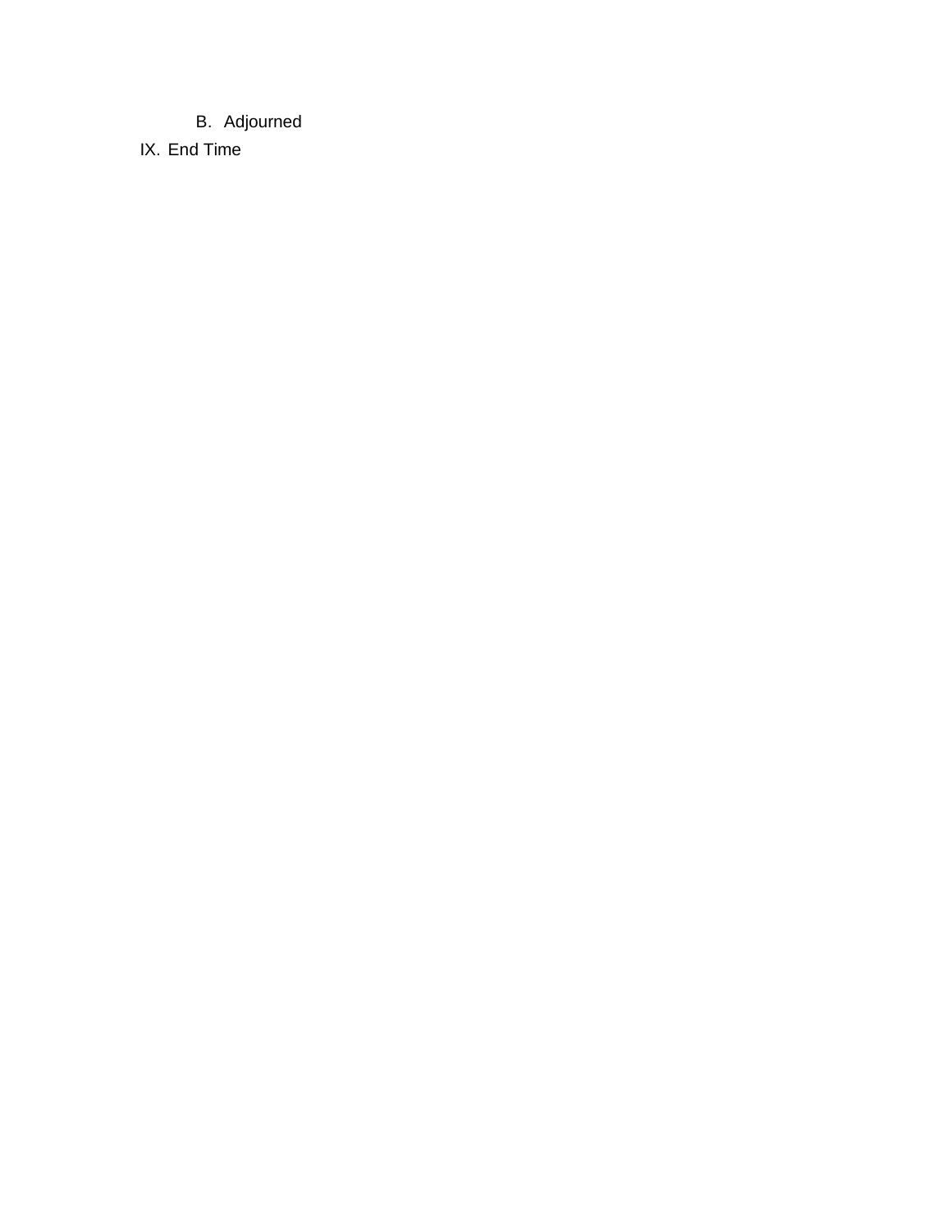B. Adjourned

IX. End Time